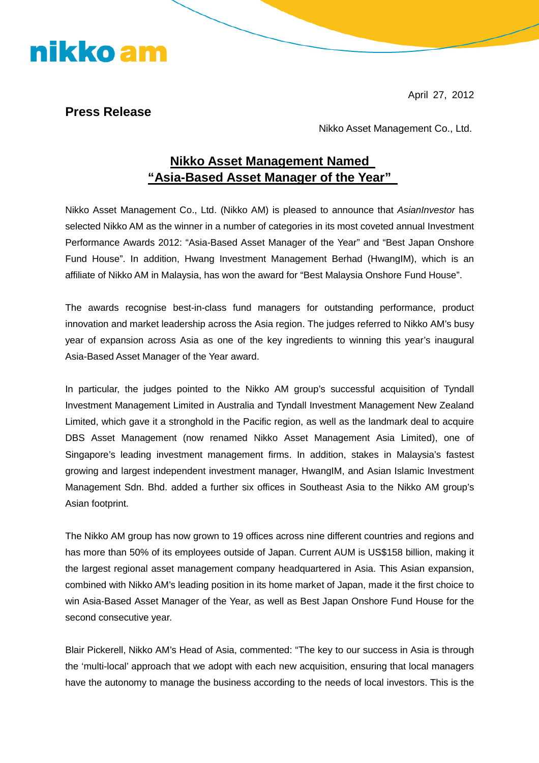nikko am

April 27, 2012

**Press Release**

Nikko Asset Management Co., Ltd.

## Nikko Asset Management Named "Asia-Based Asset Manager of the Year"

Nikko Asset Management Co., Ltd. (Nikko AM) is pleased to announce that *AsianInvestor* has selected Nikko AM as the winner in a number of categories in its most coveted annual Investment Performance Awards 2012: "Asia-Based Asset Manager of the Year" and "Best Japan Onshore Fund House". In addition, Hwang Investment Management Berhad (HwangIM), which is an affiliate of Nikko AM in Malaysia, has won the award for "Best Malaysia Onshore Fund House".

The awards recognise best-in-class fund managers for outstanding performance, product innovation and market leadership across the Asia region. The judges referred to Nikko AM's busy year of expansion across Asia as one of the key ingredients to winning this year's inaugural Asia-Based Asset Manager of the Year award.

In particular, the judges pointed to the Nikko AM group's successful acquisition of Tyndall Investment Management Limited in Australia and Tyndall Investment Management New Zealand Limited, which gave it a stronghold in the Pacific region, as well as the landmark deal to acquire DBS Asset Management (now renamed Nikko Asset Management Asia Limited), one of Singapore's leading investment management firms. In addition, stakes in Malaysia's fastest growing and largest independent investment manager, HwangIM, and Asian Islamic Investment Management Sdn. Bhd. added a further six offices in Southeast Asia to the Nikko AM group's Asian footprint.

The Nikko AM group has now grown to 19 offices across nine different countries and regions and has more than 50% of its employees outside of Japan. Current AUM is US$158 billion, making it the largest regional asset management company headquartered in Asia. This Asian expansion, combined with Nikko AM's leading position in its home market of Japan, made it the first choice to win Asia-Based Asset Manager of the Year, as well as Best Japan Onshore Fund House for the second consecutive year.

Blair Pickerell, Nikko AM's Head of Asia, commented: "The key to our success in Asia is through the 'multi-local' approach that we adopt with each new acquisition, ensuring that local managers have the autonomy to manage the business according to the needs of local investors. This is the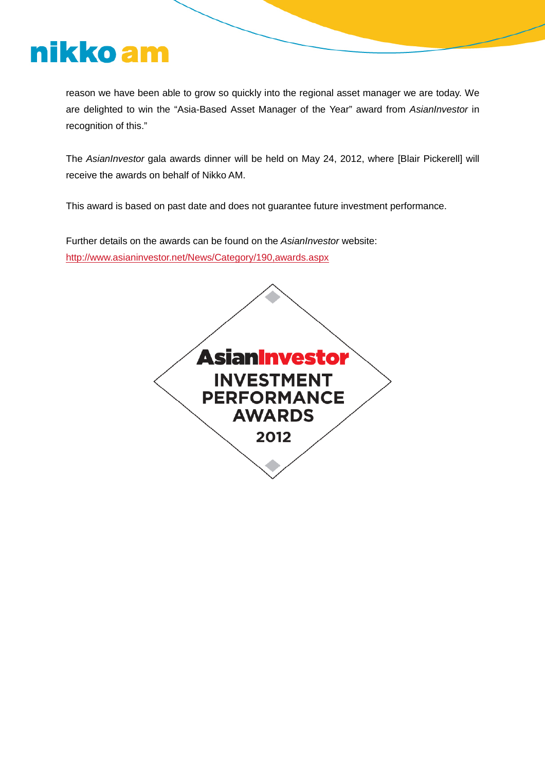reason we have been able to grow so quickly into the regional asset manager we are today. We are delighted to win the "Asia-Based Asset Manager of the Year" award from *AsianInvestor* in recognition of this."

The *AsianInvestor* gala awards dinner will be held on May 24, 2012, where [Blair Pickerell] will receive the awards on behalf of Nikko AM.

This award is based on past date and does not guarantee future investment performance.

Further details on the awards can be found on the *AsianInvestor* website:
http://www.asianinvestor.net/News/Category/190,awards.aspx

AsianInvestor
INVESTMENT PERFORMANCE AWARDS
2012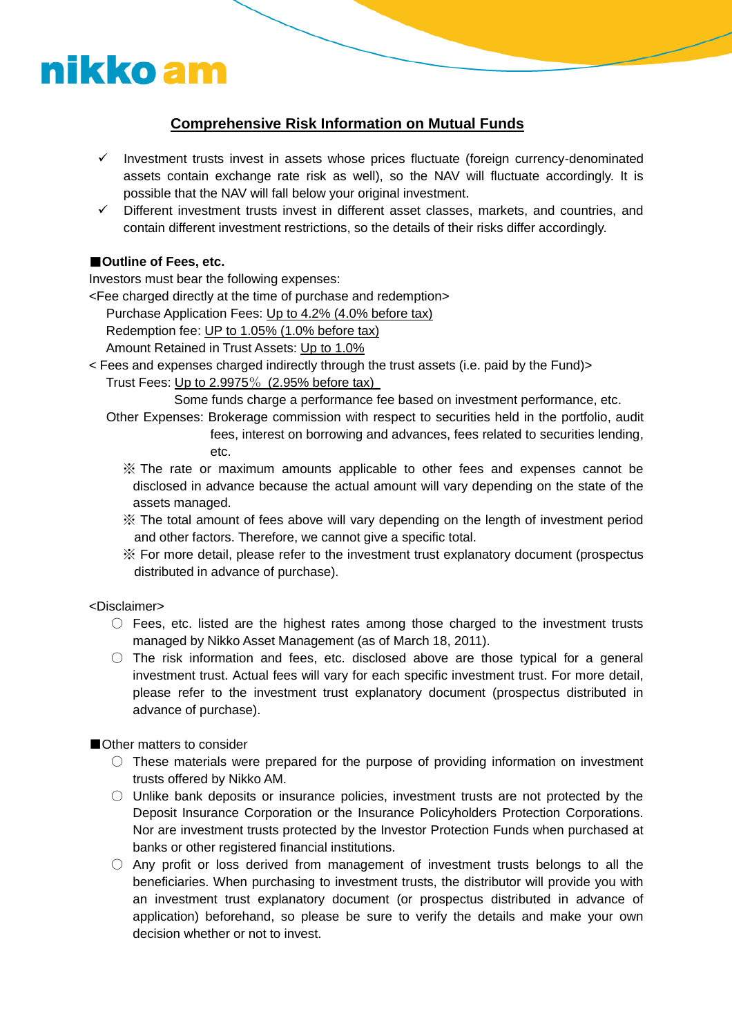nikko am

## Comprehensive Risk Information on Mutual Funds

- ✓ Investment trusts invest in assets whose prices fluctuate (foreign currency-denominated assets contain exchange rate risk as well), so the NAV will fluctuate accordingly. It is possible that the NAV will fall below your original investment.
- ✓ Different investment trusts invest in different asset classes, markets, and countries, and contain different investment restrictions, so the details of their risks differ accordingly.

**■Outline of Fees, etc.**

Investors must bear the following expenses:

<Fee charged directly at the time of purchase and redemption>

Purchase Application Fees: Up to 4.2% (4.0% before tax)

Redemption fee: UP to 1.05% (1.0% before tax)

Amount Retained in Trust Assets: Up to 1.0%

< Fees and expenses charged indirectly through the trust assets (i.e. paid by the Fund)>

Trust Fees: Up to 2.9975％ (2.95% before tax)

Some funds charge a performance fee based on investment performance, etc.

Other Expenses: Brokerage commission with respect to securities held in the portfolio, audit fees, interest on borrowing and advances, fees related to securities lending, etc.

※ The rate or maximum amounts applicable to other fees and expenses cannot be disclosed in advance because the actual amount will vary depending on the state of the assets managed.

※ The total amount of fees above will vary depending on the length of investment period and other factors. Therefore, we cannot give a specific total.

※ For more detail, please refer to the investment trust explanatory document (prospectus distributed in advance of purchase).

<Disclaimer>

- ○ Fees, etc. listed are the highest rates among those charged to the investment trusts managed by Nikko Asset Management (as of March 18, 2011).
- ○ The risk information and fees, etc. disclosed above are those typical for a general investment trust. Actual fees will vary for each specific investment trust. For more detail, please refer to the investment trust explanatory document (prospectus distributed in advance of purchase).

■Other matters to consider

- ○ These materials were prepared for the purpose of providing information on investment trusts offered by Nikko AM.
- ○ Unlike bank deposits or insurance policies, investment trusts are not protected by the Deposit Insurance Corporation or the Insurance Policyholders Protection Corporations. Nor are investment trusts protected by the Investor Protection Funds when purchased at banks or other registered financial institutions.
- ○ Any profit or loss derived from management of investment trusts belongs to all the beneficiaries. When purchasing to investment trusts, the distributor will provide you with an investment trust explanatory document (or prospectus distributed in advance of application) beforehand, so please be sure to verify the details and make your own decision whether or not to invest.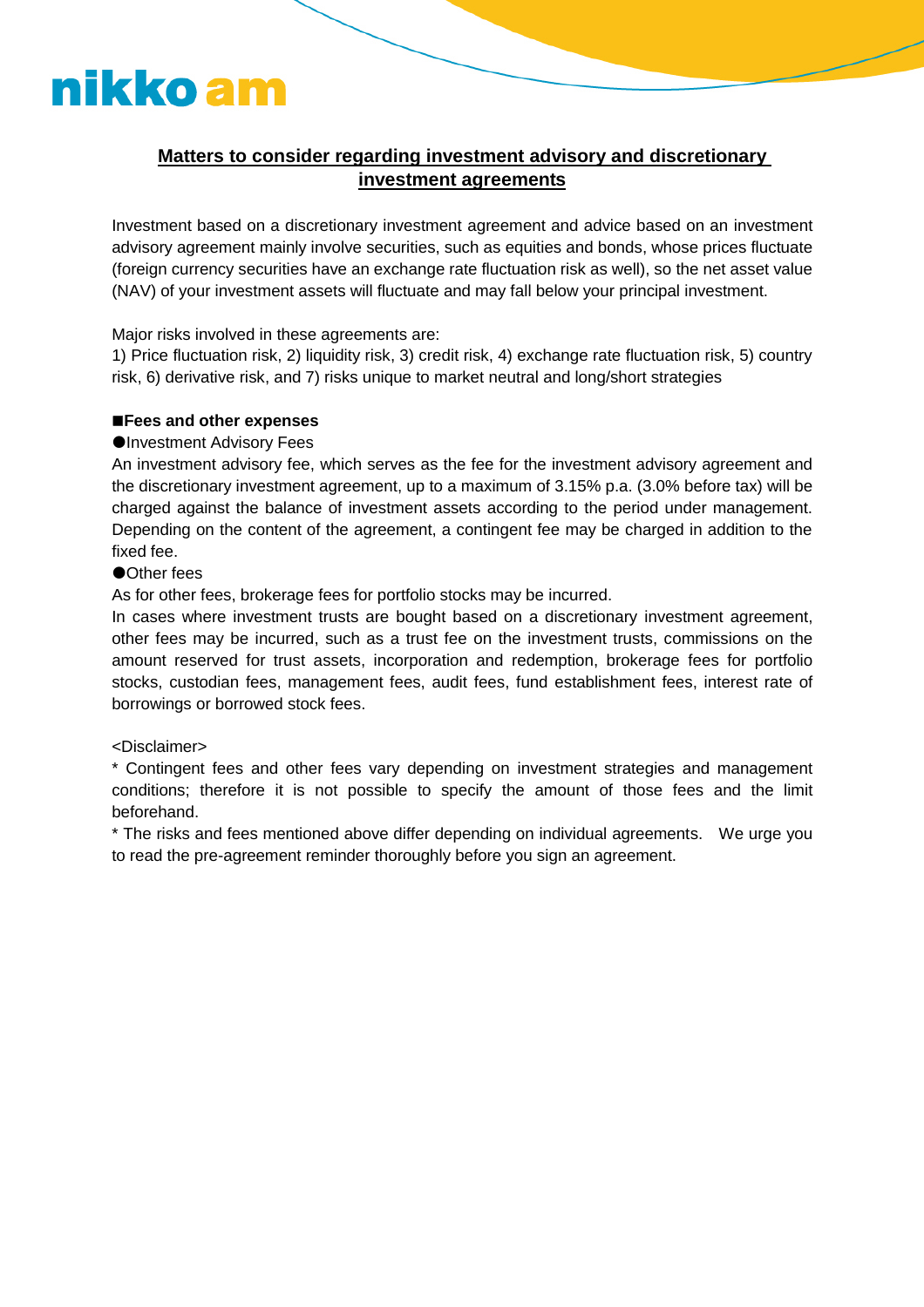nikko am

## Matters to consider regarding investment advisory and discretionary investment agreements

Investment based on a discretionary investment agreement and advice based on an investment advisory agreement mainly involve securities, such as equities and bonds, whose prices fluctuate (foreign currency securities have an exchange rate fluctuation risk as well), so the net asset value (NAV) of your investment assets will fluctuate and may fall below your principal investment.

Major risks involved in these agreements are:
1) Price fluctuation risk, 2) liquidity risk, 3) credit risk, 4) exchange rate fluctuation risk, 5) country risk, 6) derivative risk, and 7) risks unique to market neutral and long/short strategies

**■Fees and other expenses**

●Investment Advisory Fees

An investment advisory fee, which serves as the fee for the investment advisory agreement and the discretionary investment agreement, up to a maximum of 3.15% p.a. (3.0% before tax) will be charged against the balance of investment assets according to the period under management. Depending on the content of the agreement, a contingent fee may be charged in addition to the fixed fee.

●Other fees

As for other fees, brokerage fees for portfolio stocks may be incurred.

In cases where investment trusts are bought based on a discretionary investment agreement, other fees may be incurred, such as a trust fee on the investment trusts, commissions on the amount reserved for trust assets, incorporation and redemption, brokerage fees for portfolio stocks, custodian fees, management fees, audit fees, fund establishment fees, interest rate of borrowings or borrowed stock fees.

<Disclaimer>

* Contingent fees and other fees vary depending on investment strategies and management conditions; therefore it is not possible to specify the amount of those fees and the limit beforehand.

* The risks and fees mentioned above differ depending on individual agreements. We urge you to read the pre-agreement reminder thoroughly before you sign an agreement.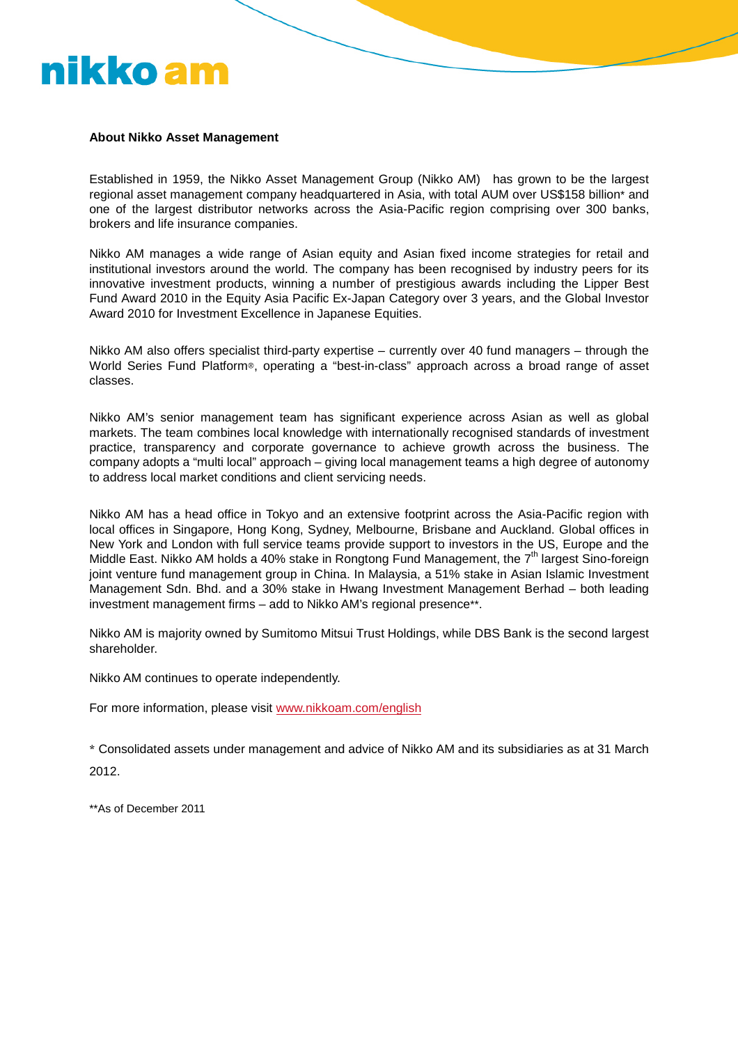**About Nikko Asset Management**

Established in 1959, the Nikko Asset Management Group (Nikko AM) has grown to be the largest regional asset management company headquartered in Asia, with total AUM over US$158 billion* and one of the largest distributor networks across the Asia-Pacific region comprising over 300 banks, brokers and life insurance companies.

Nikko AM manages a wide range of Asian equity and Asian fixed income strategies for retail and institutional investors around the world. The company has been recognised by industry peers for its innovative investment products, winning a number of prestigious awards including the Lipper Best Fund Award 2010 in the Equity Asia Pacific Ex-Japan Category over 3 years, and the Global Investor Award 2010 for Investment Excellence in Japanese Equities.

Nikko AM also offers specialist third-party expertise – currently over 40 fund managers – through the World Series Fund Platform®, operating a "best-in-class" approach across a broad range of asset classes.

Nikko AM's senior management team has significant experience across Asian as well as global markets. The team combines local knowledge with internationally recognised standards of investment practice, transparency and corporate governance to achieve growth across the business. The company adopts a "multi local" approach – giving local management teams a high degree of autonomy to address local market conditions and client servicing needs.

Nikko AM has a head office in Tokyo and an extensive footprint across the Asia-Pacific region with local offices in Singapore, Hong Kong, Sydney, Melbourne, Brisbane and Auckland. Global offices in New York and London with full service teams provide support to investors in the US, Europe and the Middle East. Nikko AM holds a 40% stake in Rongtong Fund Management, the 7th largest Sino-foreign joint venture fund management group in China. In Malaysia, a 51% stake in Asian Islamic Investment Management Sdn. Bhd. and a 30% stake in Hwang Investment Management Berhad – both leading investment management firms – add to Nikko AM's regional presence**.

Nikko AM is majority owned by Sumitomo Mitsui Trust Holdings, while DBS Bank is the second largest shareholder.

Nikko AM continues to operate independently.

For more information, please visit www.nikkoam.com/english

* Consolidated assets under management and advice of Nikko AM and its subsidiaries as at 31 March 2012.

**As of December 2011